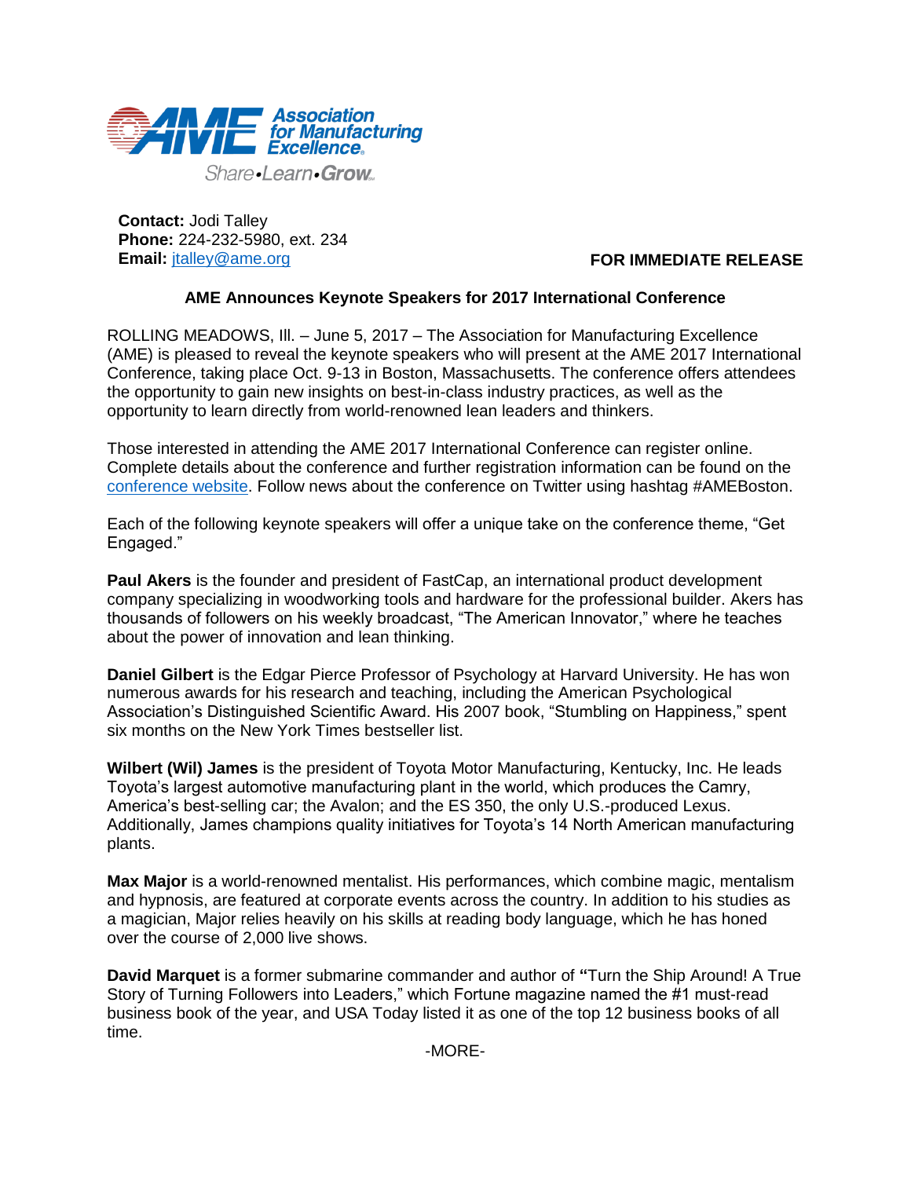AME Association for Manufacturing Excellence

Share•Learn•Grow

**Contact:** Jodi Talley
**Phone:** 224-232-5980, ext. 234
**Email:** [jtalley@ame.org](mailto:jtalley@ame.org)

**FOR IMMEDIATE RELEASE**

**AME Announces Keynote Speakers for 2017 International Conference**

ROLLING MEADOWS, Ill. – June 5, 2017 – The Association for Manufacturing Excellence (AME) is pleased to reveal the keynote speakers who will present at the AME 2017 International Conference, taking place Oct. 9-13 in Boston, Massachusetts. The conference offers attendees the opportunity to gain new insights on best-in-class industry practices, as well as the opportunity to learn directly from world-renowned lean leaders and thinkers.

Those interested in attending the AME 2017 International Conference can register online. Complete details about the conference and further registration information can be found on the conference website. Follow news about the conference on Twitter using hashtag #AMEBoston.

Each of the following keynote speakers will offer a unique take on the conference theme, "Get Engaged."

**Paul Akers** is the founder and president of FastCap, an international product development company specializing in woodworking tools and hardware for the professional builder. Akers has thousands of followers on his weekly broadcast, "The American Innovator," where he teaches about the power of innovation and lean thinking.

**Daniel Gilbert** is the Edgar Pierce Professor of Psychology at Harvard University. He has won numerous awards for his research and teaching, including the American Psychological Association's Distinguished Scientific Award. His 2007 book, "Stumbling on Happiness," spent six months on the New York Times bestseller list.

**Wilbert (Wil) James** is the president of Toyota Motor Manufacturing, Kentucky, Inc. He leads Toyota's largest automotive manufacturing plant in the world, which produces the Camry, America's best-selling car; the Avalon; and the ES 350, the only U.S.-produced Lexus. Additionally, James champions quality initiatives for Toyota's 14 North American manufacturing plants.

**Max Major** is a world-renowned mentalist. His performances, which combine magic, mentalism and hypnosis, are featured at corporate events across the country. In addition to his studies as a magician, Major relies heavily on his skills at reading body language, which he has honed over the course of 2,000 live shows.

**David Marquet** is a former submarine commander and author of **"**Turn the Ship Around! A True Story of Turning Followers into Leaders," which Fortune magazine named the #1 must-read business book of the year, and USA Today listed it as one of the top 12 business books of all time.

-MORE-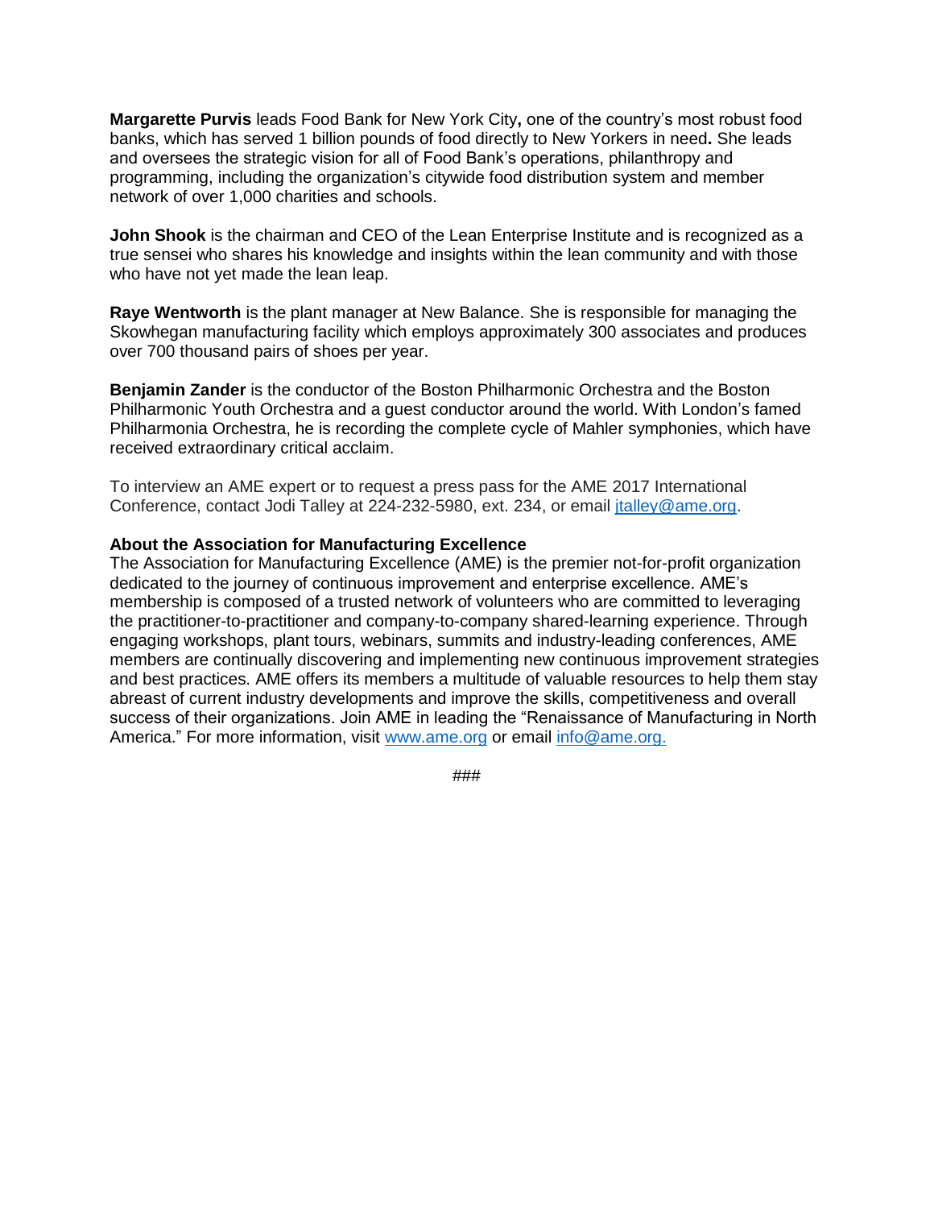**Margarette Purvis** leads Food Bank for New York City**,** one of the country's most robust food banks, which has served 1 billion pounds of food directly to New Yorkers in need**.** She leads and oversees the strategic vision for all of Food Bank's operations, philanthropy and programming, including the organization's citywide food distribution system and member network of over 1,000 charities and schools.

**John Shook** is the chairman and CEO of the Lean Enterprise Institute and is recognized as a true sensei who shares his knowledge and insights within the lean community and with those who have not yet made the lean leap.

**Raye Wentworth** is the plant manager at New Balance. She is responsible for managing the Skowhegan manufacturing facility which employs approximately 300 associates and produces over 700 thousand pairs of shoes per year.

**Benjamin Zander** is the conductor of the Boston Philharmonic Orchestra and the Boston Philharmonic Youth Orchestra and a guest conductor around the world. With London's famed Philharmonia Orchestra, he is recording the complete cycle of Mahler symphonies, which have received extraordinary critical acclaim.

To interview an AME expert or to request a press pass for the AME 2017 International Conference, contact Jodi Talley at 224-232-5980, ext. 234, or email jtalley@ame.org.

**About the Association for Manufacturing Excellence**
The Association for Manufacturing Excellence (AME) is the premier not-for-profit organization dedicated to the journey of continuous improvement and enterprise excellence. AME's membership is composed of a trusted network of volunteers who are committed to leveraging the practitioner-to-practitioner and company-to-company shared-learning experience. Through engaging workshops, plant tours, webinars, summits and industry-leading conferences, AME members are continually discovering and implementing new continuous improvement strategies and best practices. AME offers its members a multitude of valuable resources to help them stay abreast of current industry developments and improve the skills, competitiveness and overall success of their organizations. Join AME in leading the "Renaissance of Manufacturing in North America." For more information, visit www.ame.org or email info@ame.org.

###